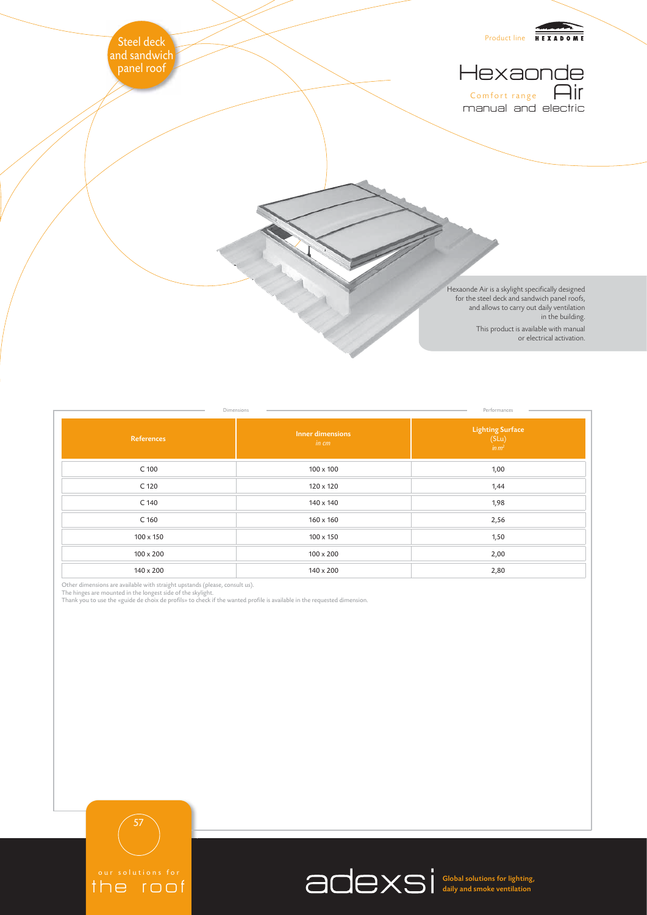Steel deck and sandwich panel roof

Product line HEXADOME

# Hexaonde Air

Comfort range

manual and electric

Hexaonde Air is a skylight specifically designed for the steel deck and sandwich panel roofs, and allows to carry out daily ventilation in the building.

This product is available with manual or electrical activation.

| Dimensions | | Performances |
|---|---|---|
| **References** | **Inner dimensions** *in cm* | **Lighting Surface** (SLu) *in $m^2$* |
| C 100 | 100 x 100 | 1,00 |
| C 120 | 120 x 120 | 1,44 |
| C 140 | 140 x 140 | 1,98 |
| C 160 | 160 x 160 | 2,56 |
| 100 x 150 | 100 x 150 | 1,50 |
| 100 x 200 | 100 x 200 | 2,00 |
| 140 x 200 | 140 x 200 | 2,80 |

Other dimensions are available with straight upstands (please, consult us).
The hinges are mounted in the longest side of the skylight.
Thank you to use the «guide de choix de profils» to check if the wanted profile is available in the requested dimension.

our solutions for the roof

adexsi Global solutions for lighting, daily and smoke ventilation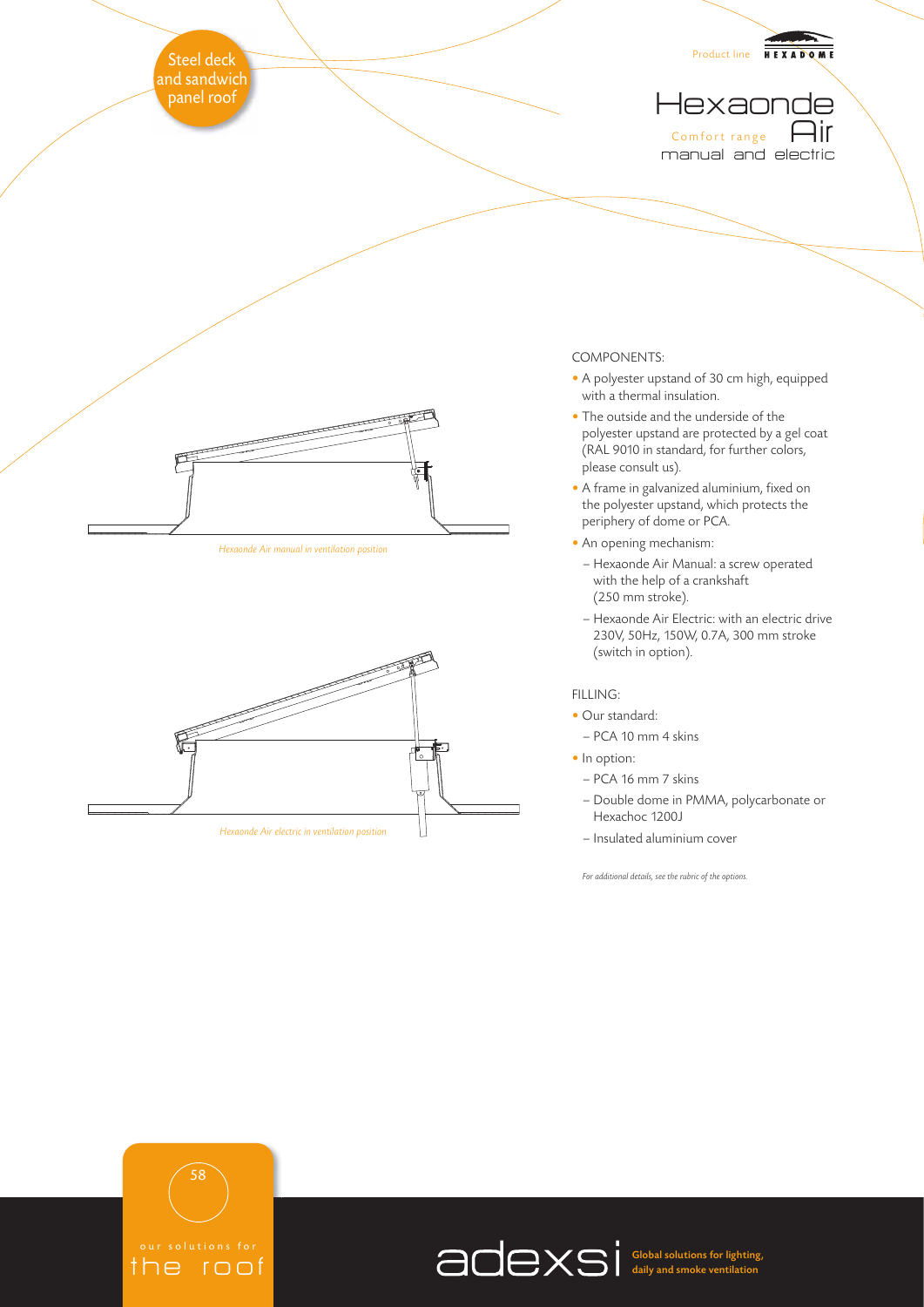Steel deck and sandwich panel roof

Product line HEXADOME

# Hexaonde Air

Comfort range

manual and electric

*Hexaonde Air manual in ventilation position*

*Hexaonde Air electric in ventilation position*

COMPONENTS:

- A polyester upstand of 30 cm high, equipped with a thermal insulation.
- The outside and the underside of the polyester upstand are protected by a gel coat (RAL 9010 in standard, for further colors, please consult us).
- A frame in galvanized aluminium, fixed on the polyester upstand, which protects the periphery of dome or PCA.
- An opening mechanism:
  - Hexaonde Air Manual: a screw operated with the help of a crankshaft (250 mm stroke).
  - Hexaonde Air Electric: with an electric drive 230V, 50Hz, 150W, 0.7A, 300 mm stroke (switch in option).

FILLING:

- Our standard:
  - PCA 10 mm 4 skins
- In option:
  - PCA 16 mm 7 skins
  - Double dome in PMMA, polycarbonate or Hexachoc 1200J
  - Insulated aluminium cover

*For additional details, see the rubric of the options.*

our solutions for the roof

adexsi Global solutions for lighting, daily and smoke ventilation